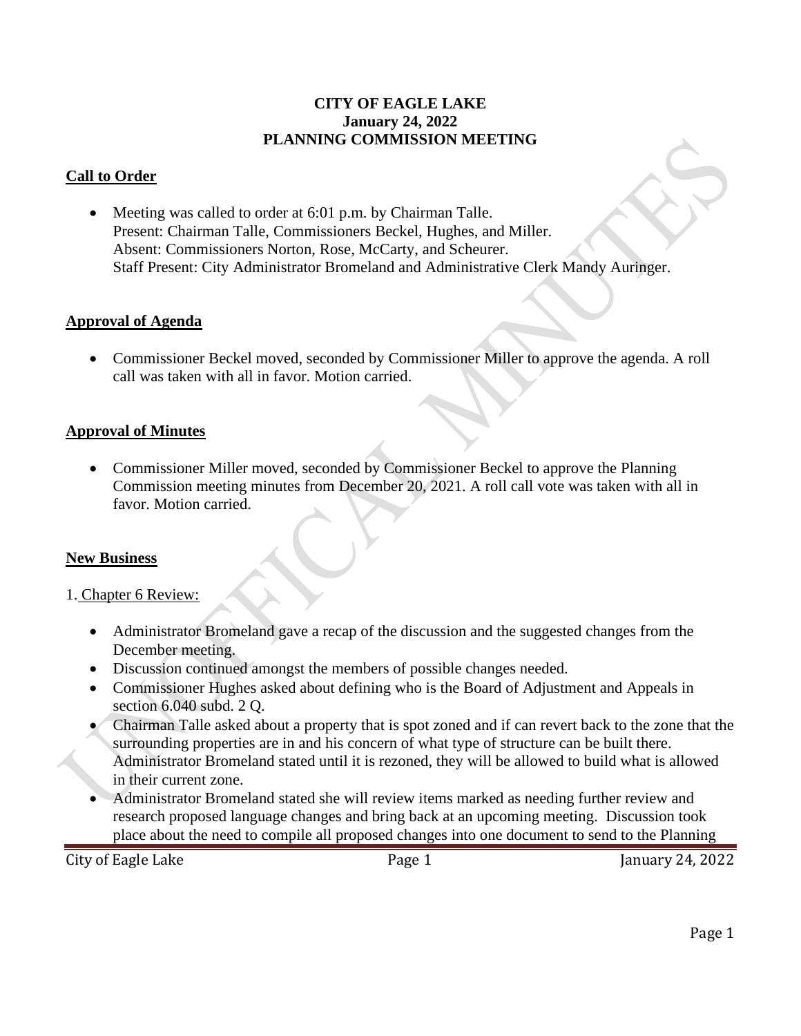**CITY OF EAGLE LAKE**
**January 24, 2022**
**PLANNING COMMISSION MEETING**

## Call to Order

- Meeting was called to order at 6:01 p.m. by Chairman Talle.
  Present: Chairman Talle, Commissioners Beckel, Hughes, and Miller.
  Absent: Commissioners Norton, Rose, McCarty, and Scheurer.
  Staff Present: City Administrator Bromeland and Administrative Clerk Mandy Auringer.

## Approval of Agenda

- Commissioner Beckel moved, seconded by Commissioner Miller to approve the agenda. A roll call was taken with all in favor. Motion carried.

## Approval of Minutes

- Commissioner Miller moved, seconded by Commissioner Beckel to approve the Planning Commission meeting minutes from December 20, 2021. A roll call vote was taken with all in favor. Motion carried.

## New Business

1. Chapter 6 Review:

- Administrator Bromeland gave a recap of the discussion and the suggested changes from the December meeting.
- Discussion continued amongst the members of possible changes needed.
- Commissioner Hughes asked about defining who is the Board of Adjustment and Appeals in section 6.040 subd. 2 Q.
- Chairman Talle asked about a property that is spot zoned and if can revert back to the zone that the surrounding properties are in and his concern of what type of structure can be built there. Administrator Bromeland stated until it is rezoned, they will be allowed to build what is allowed in their current zone.
- Administrator Bromeland stated she will review items marked as needing further review and research proposed language changes and bring back at an upcoming meeting. Discussion took place about the need to compile all proposed changes into one document to send to the Planning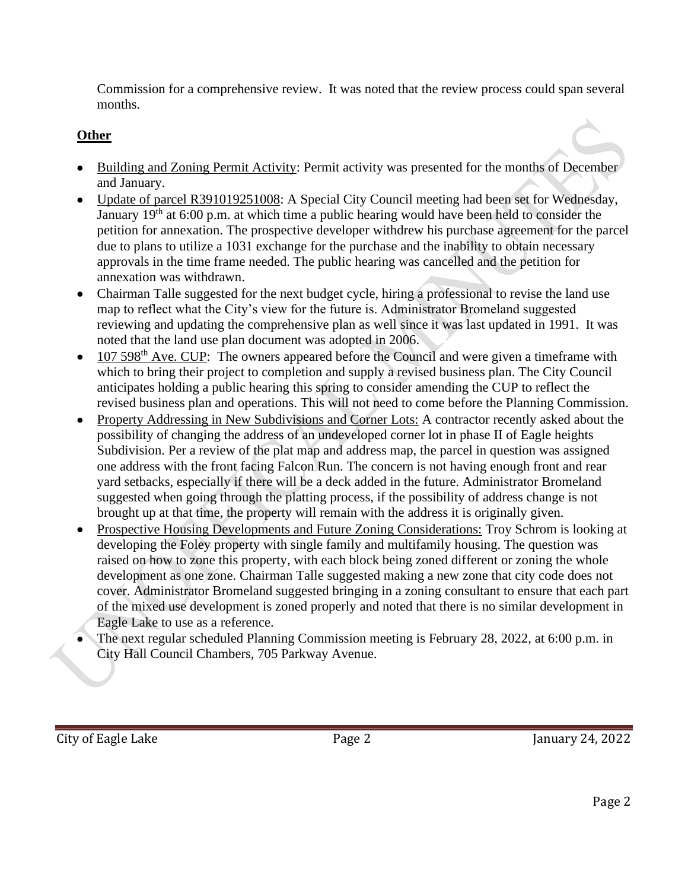Commission for a comprehensive review. It was noted that the review process could span several months.

**Other**

- Building and Zoning Permit Activity: Permit activity was presented for the months of December and January.
- Update of parcel R391019251008: A Special City Council meeting had been set for Wednesday, January 19th at 6:00 p.m. at which time a public hearing would have been held to consider the petition for annexation. The prospective developer withdrew his purchase agreement for the parcel due to plans to utilize a 1031 exchange for the purchase and the inability to obtain necessary approvals in the time frame needed. The public hearing was cancelled and the petition for annexation was withdrawn.
- Chairman Talle suggested for the next budget cycle, hiring a professional to revise the land use map to reflect what the City's view for the future is. Administrator Bromeland suggested reviewing and updating the comprehensive plan as well since it was last updated in 1991. It was noted that the land use plan document was adopted in 2006.
- 107 598th Ave. CUP: The owners appeared before the Council and were given a timeframe with which to bring their project to completion and supply a revised business plan. The City Council anticipates holding a public hearing this spring to consider amending the CUP to reflect the revised business plan and operations. This will not need to come before the Planning Commission.
- Property Addressing in New Subdivisions and Corner Lots: A contractor recently asked about the possibility of changing the address of an undeveloped corner lot in phase II of Eagle heights Subdivision. Per a review of the plat map and address map, the parcel in question was assigned one address with the front facing Falcon Run. The concern is not having enough front and rear yard setbacks, especially if there will be a deck added in the future. Administrator Bromeland suggested when going through the platting process, if the possibility of address change is not brought up at that time, the property will remain with the address it is originally given.
- Prospective Housing Developments and Future Zoning Considerations: Troy Schrom is looking at developing the Foley property with single family and multifamily housing. The question was raised on how to zone this property, with each block being zoned different or zoning the whole development as one zone. Chairman Talle suggested making a new zone that city code does not cover. Administrator Bromeland suggested bringing in a zoning consultant to ensure that each part of the mixed use development is zoned properly and noted that there is no similar development in Eagle Lake to use as a reference.
- The next regular scheduled Planning Commission meeting is February 28, 2022, at 6:00 p.m. in City Hall Council Chambers, 705 Parkway Avenue.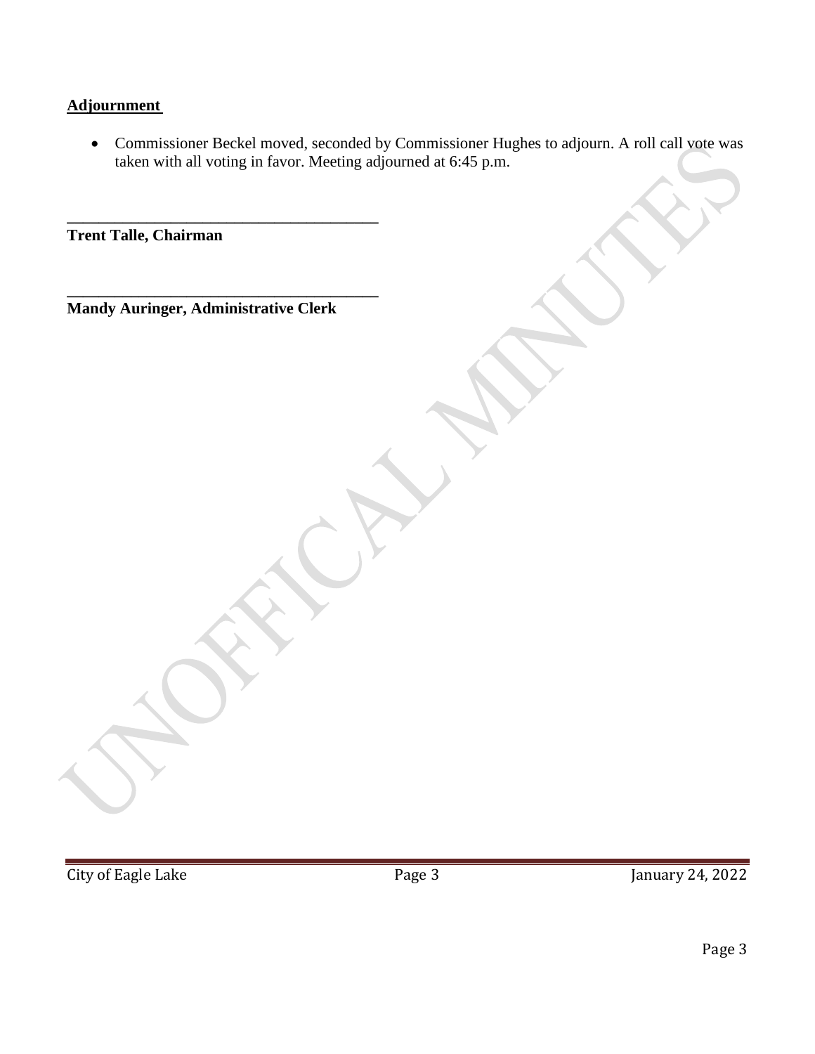**Adjournment**

- Commissioner Beckel moved, seconded by Commissioner Hughes to adjourn. A roll call vote was taken with all voting in favor. Meeting adjourned at 6:45 p.m.

\_\_\_\_\_\_\_\_\_\_\_\_\_\_\_\_\_\_\_\_\_\_\_\_\_\_\_\_\_\_\_\_\_\_\_\_\_\_\_\_

**Trent Talle, Chairman**

\_\_\_\_\_\_\_\_\_\_\_\_\_\_\_\_\_\_\_\_\_\_\_\_\_\_\_\_\_\_\_\_\_\_\_\_\_\_\_\_

**Mandy Auringer, Administrative Clerk**